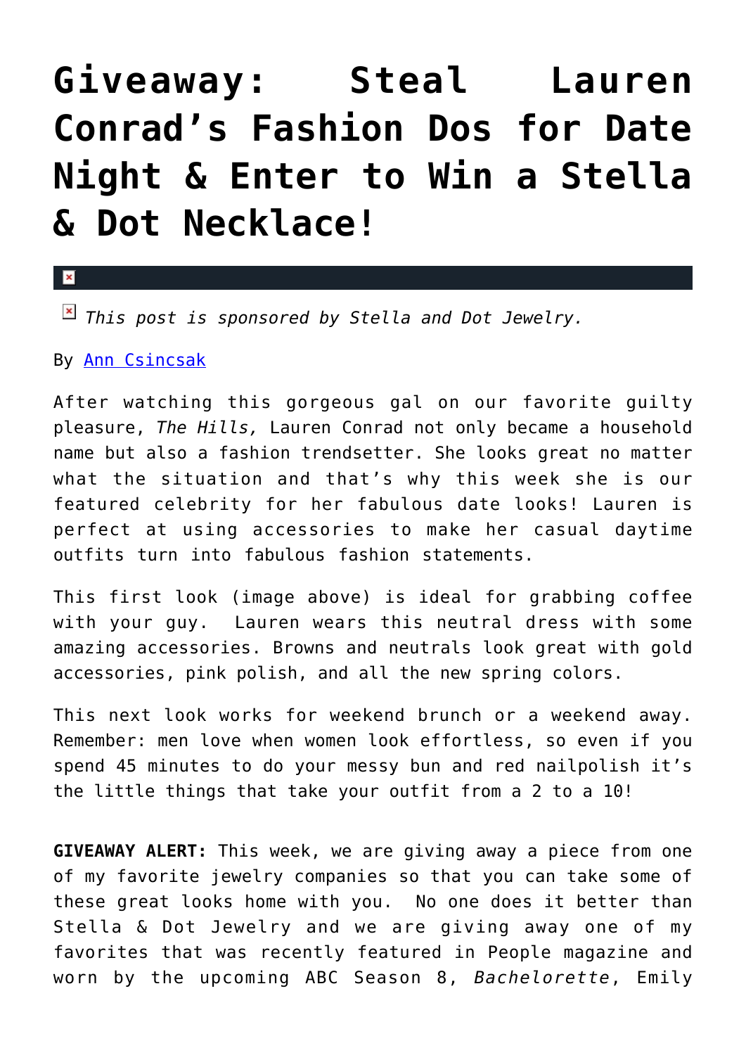# Giveaway: Steal Lauren Conrad's Fashion Dos for Date Night & Enter to Win a Stella & Dot Necklace!

*This post is sponsored by Stella and Dot Jewelry.*

By Ann Csincsak

After watching this gorgeous gal on our favorite guilty pleasure, *The Hills,* Lauren Conrad not only became a household name but also a fashion trendsetter. She looks great no matter what the situation and that's why this week she is our featured celebrity for her fabulous date looks! Lauren is perfect at using accessories to make her casual daytime outfits turn into fabulous fashion statements.

This first look (image above) is ideal for grabbing coffee with your guy.  Lauren wears this neutral dress with some amazing accessories. Browns and neutrals look great with gold accessories, pink polish, and all the new spring colors.

This next look works for weekend brunch or a weekend away. Remember: men love when women look effortless, so even if you spend 45 minutes to do your messy bun and red nailpolish it's the little things that take your outfit from a 2 to a 10!

**GIVEAWAY ALERT:** This week, we are giving away a piece from one of my favorite jewelry companies so that you can take some of these great looks home with you.  No one does it better than Stella & Dot Jewelry and we are giving away one of my favorites that was recently featured in People magazine and worn by the upcoming ABC Season 8, *Bachelorette*, Emily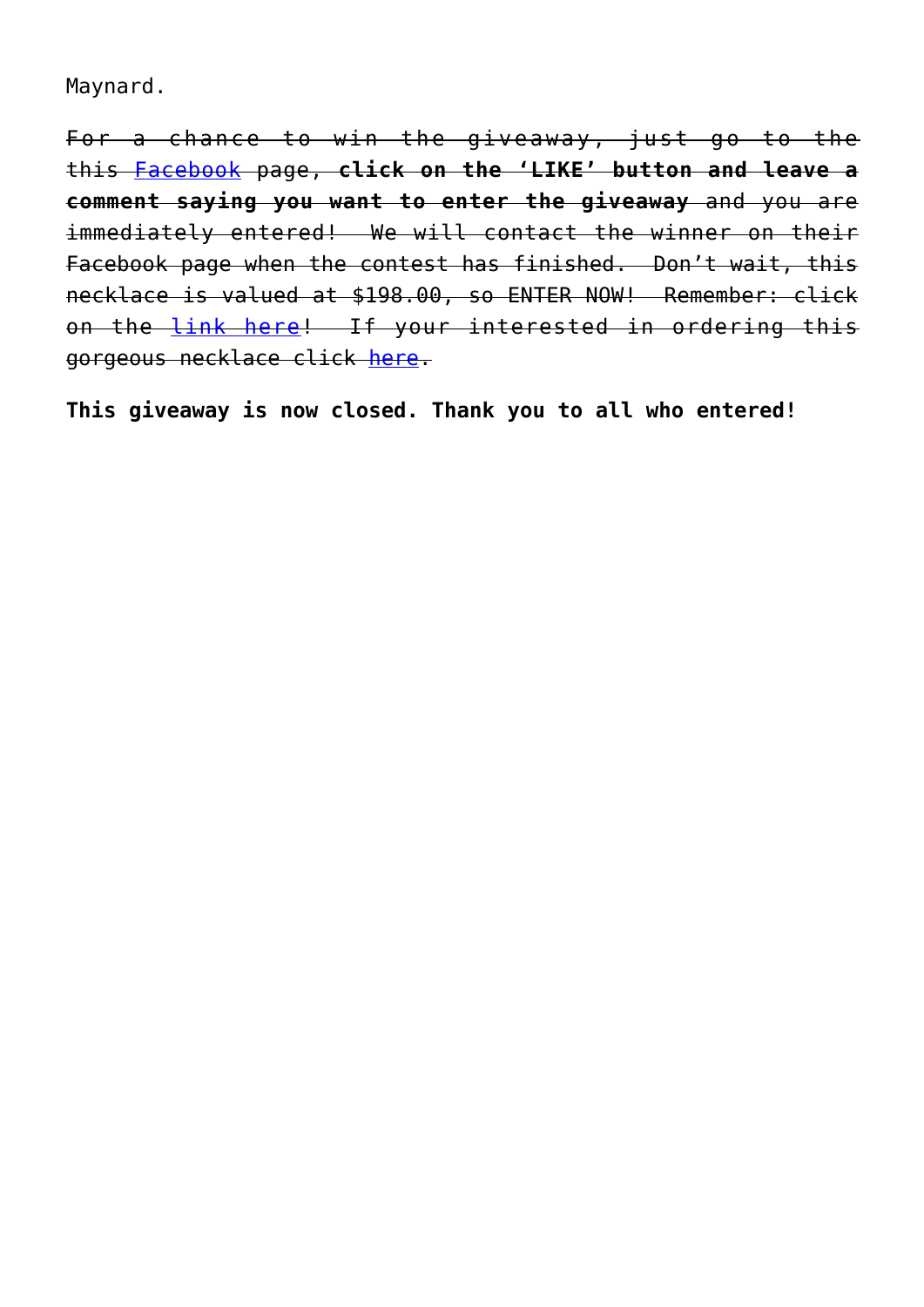Maynard.

~~For a chance to win the giveaway, just go to the this Facebook page, **click on the 'LIKE' button and leave a comment saying you want to enter the giveaway** and you are immediately entered! We will contact the winner on their Facebook page when the contest has finished. Don't wait, this necklace is valued at $198.00, so ENTER NOW! Remember: click on the link here! If your interested in ordering this gorgeous necklace click here.~~

**This giveaway is now closed. Thank you to all who entered!**